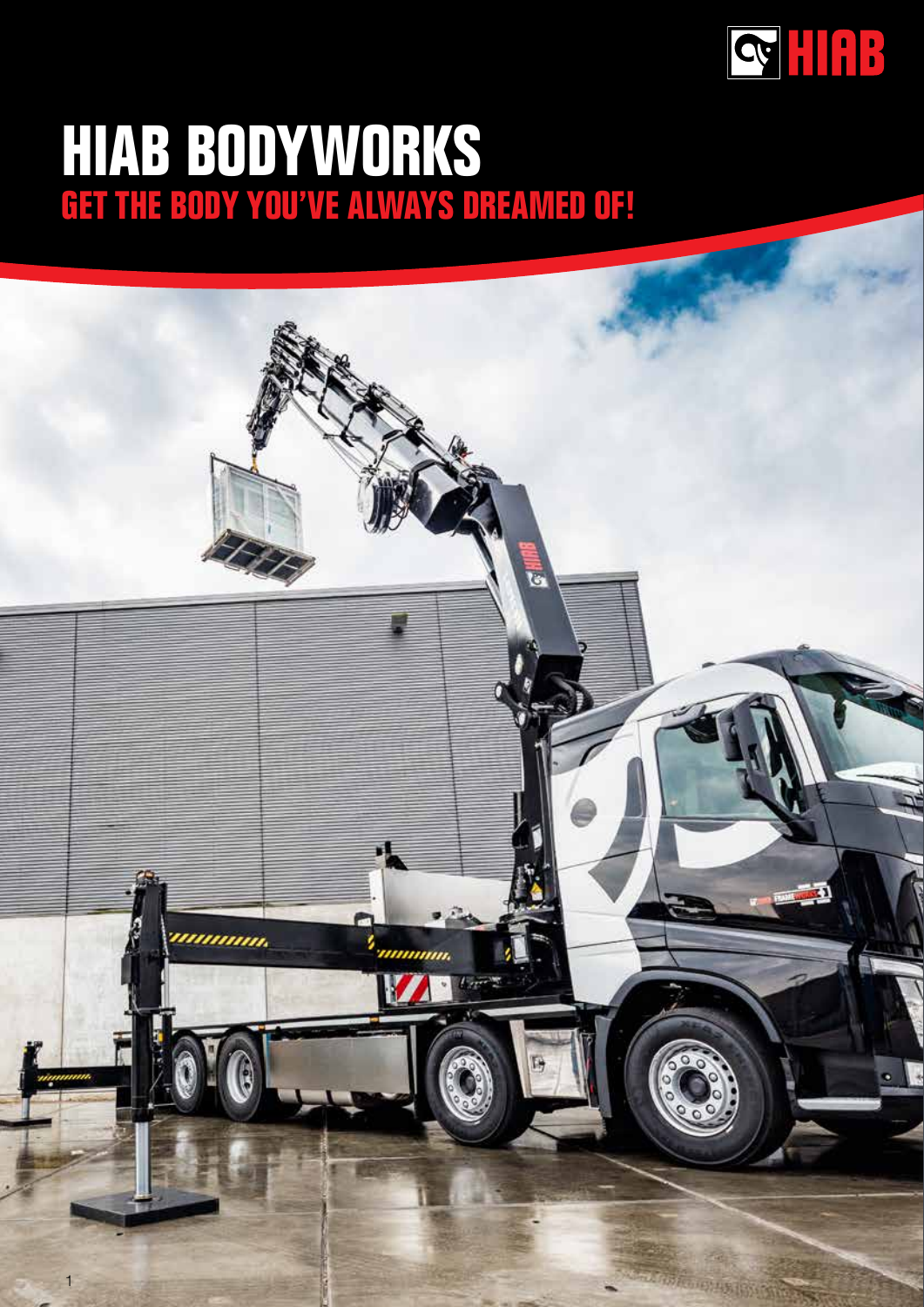# HIAB BODYWORKS

## GET THE BODY YOU'VE ALWAYS DREAMED OF!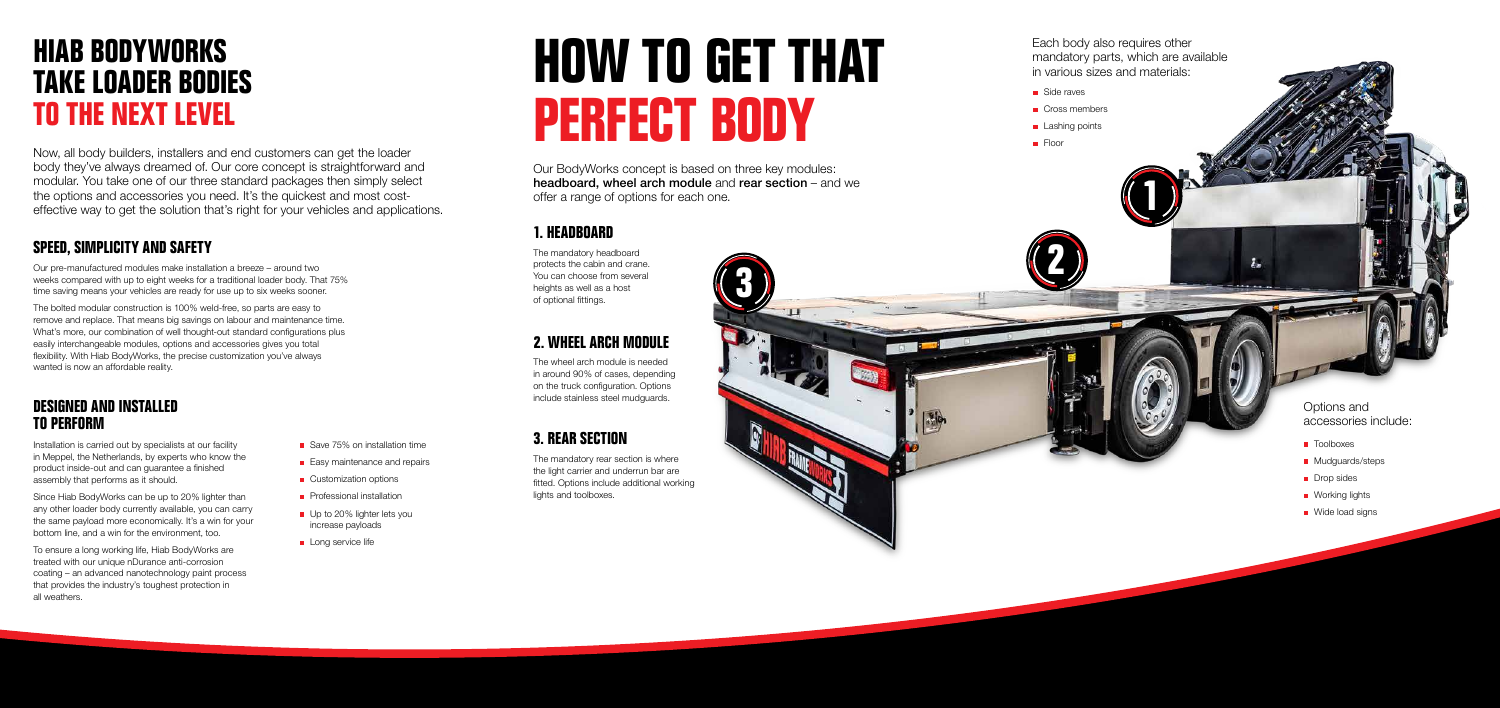# HIAB BODYWORKS TAKE LOADER BODIES TO THE NEXT LEVEL

Now, all body builders, installers and end customers can get the loader body they've always dreamed of. Our core concept is straightforward and modular. You take one of our three standard packages then simply select the options and accessories you need. It's the quickest and most cost-effective way to get the solution that's right for your vehicles and applications.

## SPEED, SIMPLICITY AND SAFETY

Our pre-manufactured modules make installation a breeze – around two weeks compared with up to eight weeks for a traditional loader body. That 75% time saving means your vehicles are ready for use up to six weeks sooner.

The bolted modular construction is 100% weld-free, so parts are easy to remove and replace. That means big savings on labour and maintenance time. What's more, our combination of well thought-out standard configurations plus easily interchangeable modules, options and accessories gives you total flexibility. With Hiab BodyWorks, the precise customization you've always wanted is now an affordable reality.

## DESIGNED AND INSTALLED TO PERFORM

Installation is carried out by specialists at our facility in Meppel, the Netherlands, by experts who know the product inside-out and can guarantee a finished assembly that performs as it should.

Since Hiab BodyWorks can be up to 20% lighter than any other loader body currently available, you can carry the same payload more economically. It's a win for your bottom line, and a win for the environment, too.

To ensure a long working life, Hiab BodyWorks are treated with our unique nDurance anti-corrosion coating – an advanced nanotechnology paint process that provides the industry's toughest protection in all weathers.

- Save 75% on installation time
- Easy maintenance and repairs
- Customization options
- Professional installation
- Up to 20% lighter lets you increase payloads
- Long service life

# HOW TO GET THAT PERFECT BODY

Our BodyWorks concept is based on three key modules: **headboard, wheel arch module** and **rear section** – and we offer a range of options for each one.

## 1. HEADBOARD

The mandatory headboard protects the cabin and crane. You can choose from several heights as well as a host of optional fittings.

## 2. WHEEL ARCH MODULE

The wheel arch module is needed in around 90% of cases, depending on the truck configuration. Options include stainless steel mudguards.

## 3. REAR SECTION

The mandatory rear section is where the light carrier and underrun bar are fitted. Options include additional working lights and toolboxes.

Each body also requires other mandatory parts, which are available in various sizes and materials:

- Side raves
- Cross members
- Lashing points
- Floor

Options and accessories include:

- Toolboxes
- Mudguards/steps
- Drop sides
- Working lights
- Wide load signs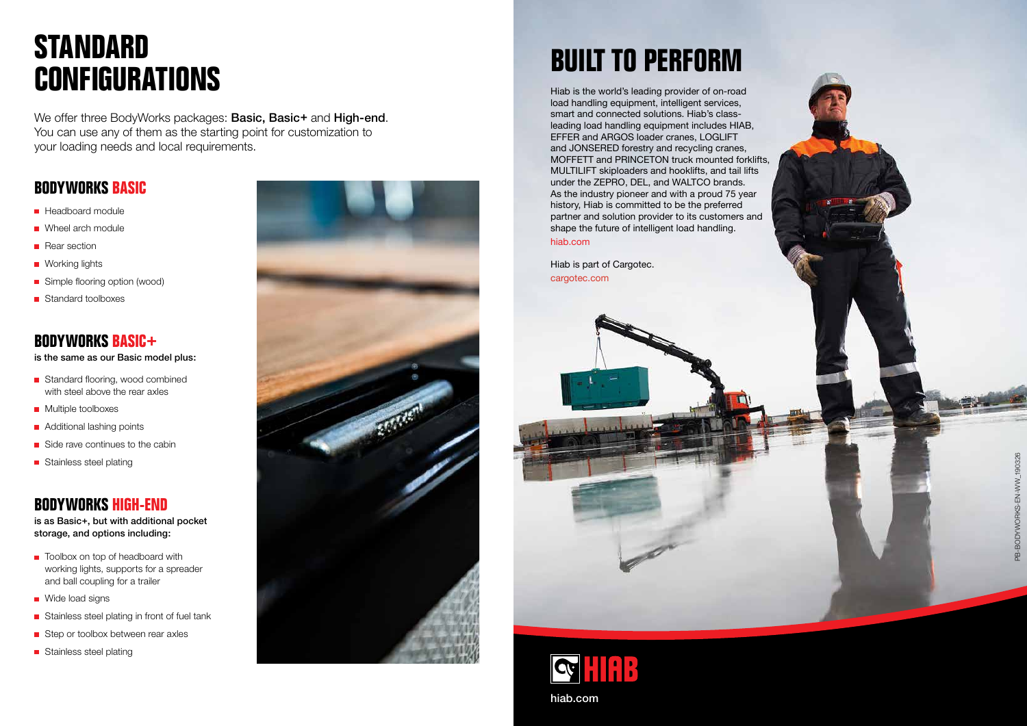# STANDARD CONFIGURATIONS

We offer three BodyWorks packages: **Basic, Basic+** and **High-end**. You can use any of them as the starting point for customization to your loading needs and local requirements.

## BODYWORKS BASIC

- Headboard module
- Wheel arch module
- Rear section
- Working lights
- Simple flooring option (wood)
- Standard toolboxes

## BODYWORKS BASIC+

**is the same as our Basic model plus:**

- Standard flooring, wood combined with steel above the rear axles
- Multiple toolboxes
- Additional lashing points
- Side rave continues to the cabin
- Stainless steel plating

## BODYWORKS HIGH-END

**is as Basic+, but with additional pocket storage, and options including:**

- Toolbox on top of headboard with working lights, supports for a spreader and ball coupling for a trailer
- Wide load signs
- Stainless steel plating in front of fuel tank
- Step or toolbox between rear axles
- Stainless steel plating

# BUILT TO PERFORM

Hiab is the world's leading provider of on-road load handling equipment, intelligent services, smart and connected solutions. Hiab's class-leading load handling equipment includes HIAB, EFFER and ARGOS loader cranes, LOGLIFT and JONSERED forestry and recycling cranes, MOFFETT and PRINCETON truck mounted forklifts, MULTILIFT skiploaders and hooklifts, and tail lifts under the ZEPRO, DEL, and WALTCO brands. As the industry pioneer and with a proud 75 year history, Hiab is committed to be the preferred partner and solution provider to its customers and shape the future of intelligent load handling.
hiab.com

Hiab is part of Cargotec.
cargotec.com

PB-BODYWORKS-EN-WW_190326

HIAB

hiab.com